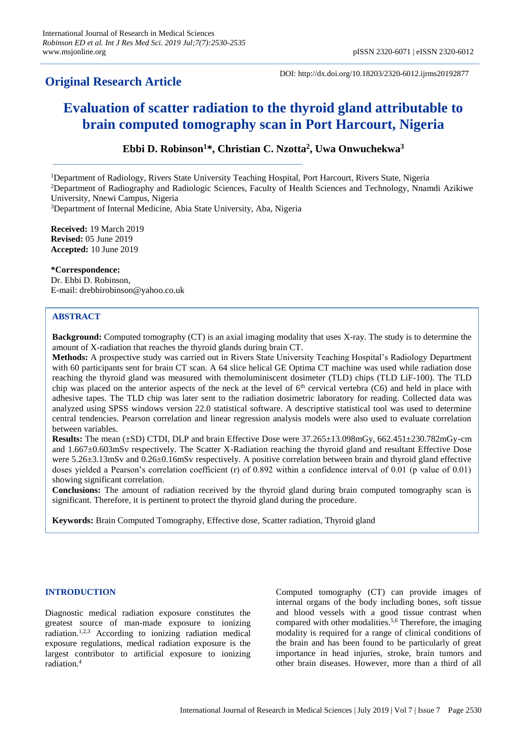**Original Research Article**

DOI: http://dx.doi.org/10.18203/2320-6012.ijrms20192877

# Evaluation of scatter radiation to the thyroid gland attributable to brain computed tomography scan in Port Harcourt, Nigeria

**Ebbi D. Robinson[1]\*, Christian C. Nzotta[2], Uwa Onwuchekwa[3]**

[1]Department of Radiology, Rivers State University Teaching Hospital, Port Harcourt, Rivers State, Nigeria
[2]Department of Radiography and Radiologic Sciences, Faculty of Health Sciences and Technology, Nnamdi Azikiwe University, Nnewi Campus, Nigeria
[3]Department of Internal Medicine, Abia State University, Aba, Nigeria

**Received:** 19 March 2019
**Revised:** 05 June 2019
**Accepted:** 10 June 2019

**\*Correspondence:**
Dr. Ebbi D. Robinson,
E-mail: drebbirobinson@yahoo.co.uk

## ABSTRACT

**Background:** Computed tomography (CT) is an axial imaging modality that uses X-ray. The study is to determine the amount of X-radiation that reaches the thyroid glands during brain CT.

**Methods:** A prospective study was carried out in Rivers State University Teaching Hospital's Radiology Department with 60 participants sent for brain CT scan. A 64 slice helical GE Optima CT machine was used while radiation dose reaching the thyroid gland was measured with themoluminiscent dosimeter (TLD) chips (TLD LiF-100). The TLD chip was placed on the anterior aspects of the neck at the level of 6th cervical vertebra (C6) and held in place with adhesive tapes. The TLD chip was later sent to the radiation dosimetric laboratory for reading. Collected data was analyzed using SPSS windows version 22.0 statistical software. A descriptive statistical tool was used to determine central tendencies. Pearson correlation and linear regression analysis models were also used to evaluate correlation between variables.

**Results:** The mean (±SD) CTDI, DLP and brain Effective Dose were 37.265±13.098mGy, 662.451±230.782mGy-cm and 1.667±0.603mSv respectively. The Scatter X-Radiation reaching the thyroid gland and resultant Effective Dose were 5.26±3.13mSv and 0.26±0.16mSv respectively. A positive correlation between brain and thyroid gland effective doses yielded a Pearson's correlation coefficient (r) of 0.892 within a confidence interval of 0.01 (p value of 0.01) showing significant correlation.

**Conclusions:** The amount of radiation received by the thyroid gland during brain computed tomography scan is significant. Therefore, it is pertinent to protect the thyroid gland during the procedure.

**Keywords:** Brain Computed Tomography, Effective dose, Scatter radiation, Thyroid gland

## INTRODUCTION

Diagnostic medical radiation exposure constitutes the greatest source of man-made exposure to ionizing radiation.[1,2,3] According to ionizing radiation medical exposure regulations, medical radiation exposure is the largest contributor to artificial exposure to ionizing radiation.[4]

Computed tomography (CT) can provide images of internal organs of the body including bones, soft tissue and blood vessels with a good tissue contrast when compared with other modalities.[5,6] Therefore, the imaging modality is required for a range of clinical conditions of the brain and has been found to be particularly of great importance in head injuries, stroke, brain tumors and other brain diseases. However, more than a third of all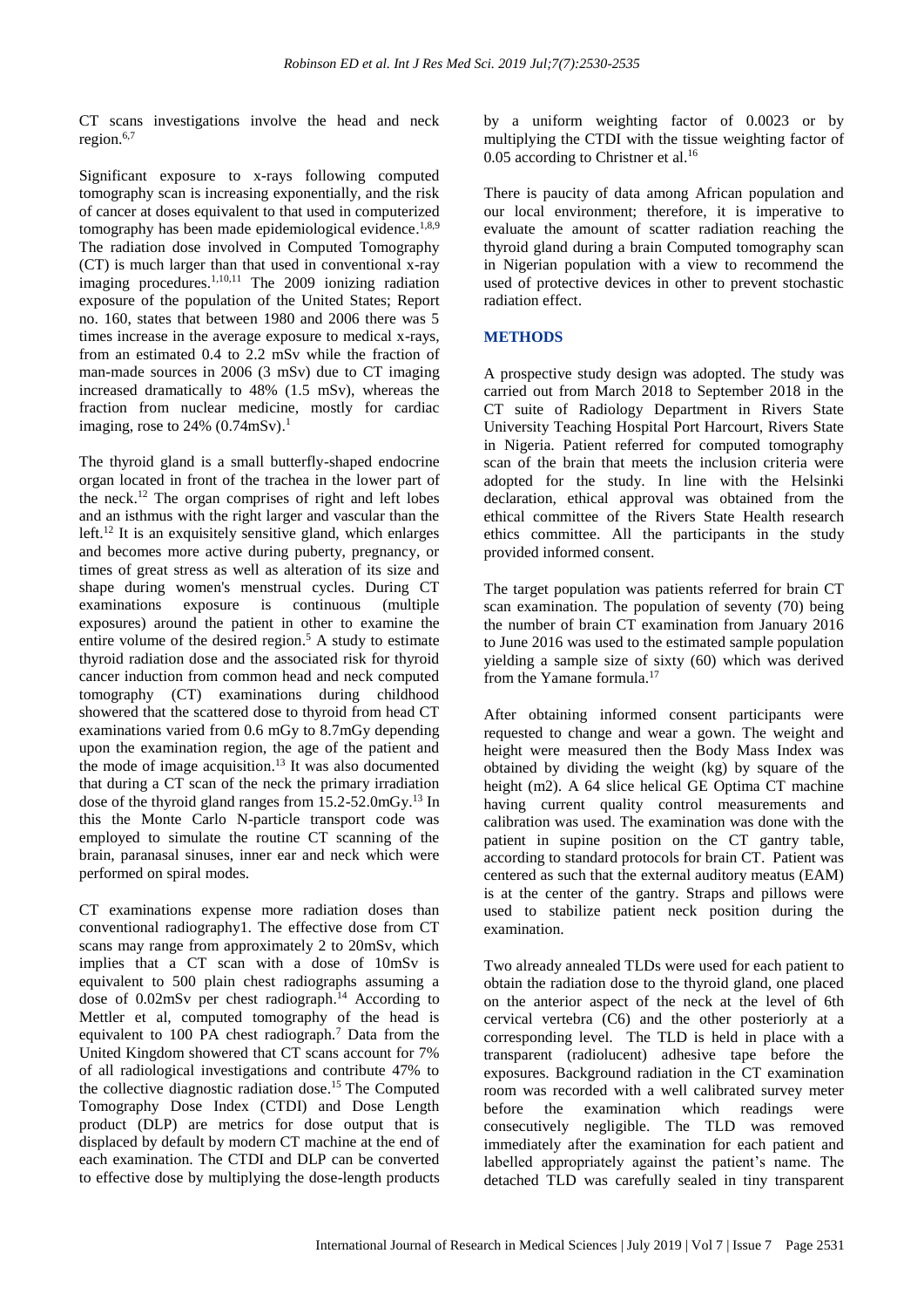CT scans investigations involve the head and neck region.[6,7]

Significant exposure to x-rays following computed tomography scan is increasing exponentially, and the risk of cancer at doses equivalent to that used in computerized tomography has been made epidemiological evidence.[1,8,9] The radiation dose involved in Computed Tomography (CT) is much larger than that used in conventional x-ray imaging procedures.[1,10,11] The 2009 ionizing radiation exposure of the population of the United States; Report no. 160, states that between 1980 and 2006 there was 5 times increase in the average exposure to medical x-rays, from an estimated 0.4 to 2.2 mSv while the fraction of man-made sources in 2006 (3 mSv) due to CT imaging increased dramatically to 48% (1.5 mSv), whereas the fraction from nuclear medicine, mostly for cardiac imaging, rose to 24% (0.74mSv).[1]

The thyroid gland is a small butterfly-shaped endocrine organ located in front of the trachea in the lower part of the neck.[12] The organ comprises of right and left lobes and an isthmus with the right larger and vascular than the left.[12] It is an exquisitely sensitive gland, which enlarges and becomes more active during puberty, pregnancy, or times of great stress as well as alteration of its size and shape during women's menstrual cycles. During CT examinations exposure is continuous (multiple exposures) around the patient in other to examine the entire volume of the desired region.[5] A study to estimate thyroid radiation dose and the associated risk for thyroid cancer induction from common head and neck computed tomography (CT) examinations during childhood showered that the scattered dose to thyroid from head CT examinations varied from 0.6 mGy to 8.7mGy depending upon the examination region, the age of the patient and the mode of image acquisition.[13] It was also documented that during a CT scan of the neck the primary irradiation dose of the thyroid gland ranges from 15.2-52.0mGy.[13] In this the Monte Carlo N-particle transport code was employed to simulate the routine CT scanning of the brain, paranasal sinuses, inner ear and neck which were performed on spiral modes.

CT examinations expense more radiation doses than conventional radiography1. The effective dose from CT scans may range from approximately 2 to 20mSv, which implies that a CT scan with a dose of 10mSv is equivalent to 500 plain chest radiographs assuming a dose of 0.02mSv per chest radiograph.[14] According to Mettler et al, computed tomography of the head is equivalent to 100 PA chest radiograph.[7] Data from the United Kingdom showered that CT scans account for 7% of all radiological investigations and contribute 47% to the collective diagnostic radiation dose.[15] The Computed Tomography Dose Index (CTDI) and Dose Length product (DLP) are metrics for dose output that is displaced by default by modern CT machine at the end of each examination. The CTDI and DLP can be converted to effective dose by multiplying the dose-length products by a uniform weighting factor of 0.0023 or by multiplying the CTDI with the tissue weighting factor of 0.05 according to Christner et al.[16]

There is paucity of data among African population and our local environment; therefore, it is imperative to evaluate the amount of scatter radiation reaching the thyroid gland during a brain Computed tomography scan in Nigerian population with a view to recommend the used of protective devices in other to prevent stochastic radiation effect.

## METHODS

A prospective study design was adopted. The study was carried out from March 2018 to September 2018 in the CT suite of Radiology Department in Rivers State University Teaching Hospital Port Harcourt, Rivers State in Nigeria. Patient referred for computed tomography scan of the brain that meets the inclusion criteria were adopted for the study. In line with the Helsinki declaration, ethical approval was obtained from the ethical committee of the Rivers State Health research ethics committee. All the participants in the study provided informed consent.

The target population was patients referred for brain CT scan examination. The population of seventy (70) being the number of brain CT examination from January 2016 to June 2016 was used to the estimated sample population yielding a sample size of sixty (60) which was derived from the Yamane formula.[17]

After obtaining informed consent participants were requested to change and wear a gown. The weight and height were measured then the Body Mass Index was obtained by dividing the weight (kg) by square of the height (m2). A 64 slice helical GE Optima CT machine having current quality control measurements and calibration was used. The examination was done with the patient in supine position on the CT gantry table, according to standard protocols for brain CT. Patient was centered as such that the external auditory meatus (EAM) is at the center of the gantry. Straps and pillows were used to stabilize patient neck position during the examination.

Two already annealed TLDs were used for each patient to obtain the radiation dose to the thyroid gland, one placed on the anterior aspect of the neck at the level of 6th cervical vertebra (C6) and the other posteriorly at a corresponding level. The TLD is held in place with a transparent (radiolucent) adhesive tape before the exposures. Background radiation in the CT examination room was recorded with a well calibrated survey meter before the examination which readings were consecutively negligible. The TLD was removed immediately after the examination for each patient and labelled appropriately against the patient's name. The detached TLD was carefully sealed in tiny transparent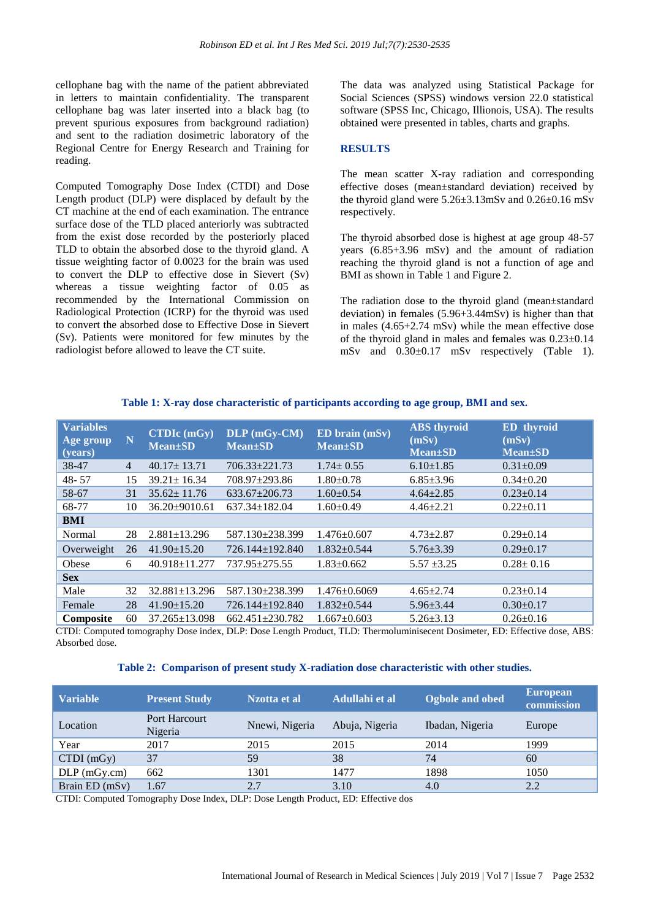cellophane bag with the name of the patient abbreviated in letters to maintain confidentiality. The transparent cellophane bag was later inserted into a black bag (to prevent spurious exposures from background radiation) and sent to the radiation dosimetric laboratory of the Regional Centre for Energy Research and Training for reading.

Computed Tomography Dose Index (CTDI) and Dose Length product (DLP) were displaced by default by the CT machine at the end of each examination. The entrance surface dose of the TLD placed anteriorly was subtracted from the exist dose recorded by the posteriorly placed TLD to obtain the absorbed dose to the thyroid gland. A tissue weighting factor of 0.0023 for the brain was used to convert the DLP to effective dose in Sievert (Sv) whereas a tissue weighting factor of 0.05 as recommended by the International Commission on Radiological Protection (ICRP) for the thyroid was used to convert the absorbed dose to Effective Dose in Sievert (Sv). Patients were monitored for few minutes by the radiologist before allowed to leave the CT suite.

The data was analyzed using Statistical Package for Social Sciences (SPSS) windows version 22.0 statistical software (SPSS Inc, Chicago, Illionois, USA). The results obtained were presented in tables, charts and graphs.

## RESULTS

The mean scatter X-ray radiation and corresponding effective doses (mean±standard deviation) received by the thyroid gland were 5.26±3.13mSv and 0.26±0.16 mSv respectively.

The thyroid absorbed dose is highest at age group 48-57 years (6.85+3.96 mSv) and the amount of radiation reaching the thyroid gland is not a function of age and BMI as shown in Table 1 and Figure 2.

The radiation dose to the thyroid gland (mean±standard deviation) in females (5.96+3.44mSv) is higher than that in males (4.65+2.74 mSv) while the mean effective dose of the thyroid gland in males and females was 0.23±0.14 mSv and 0.30±0.17 mSv respectively (Table 1).

**Table 1: X-ray dose characteristic of participants according to age group, BMI and sex.**

| Variables Age group (years) | N | CTDIc (mGy) Mean±SD | DLP (mGy-CM) Mean±SD | ED brain (mSv) Mean±SD | ABS thyroid (mSv) Mean±SD | ED thyroid (mSv) Mean±SD |
|---|---|---|---|---|---|---|
| 38-47 | 4 | 40.17± 13.71 | 706.33±221.73 | 1.74± 0.55 | 6.10±1.85 | 0.31±0.09 |
| 48- 57 | 15 | 39.21± 16.34 | 708.97±293.86 | 1.80±0.78 | 6.85±3.96 | 0.34±0.20 |
| 58-67 | 31 | 35.62± 11.76 | 633.67±206.73 | 1.60±0.54 | 4.64±2.85 | 0.23±0.14 |
| 68-77 | 10 | 36.20±9010.61 | 637.34±182.04 | 1.60±0.49 | 4.46±2.21 | 0.22±0.11 |
| **BMI** | | | | | | |
| Normal | 28 | 2.881±13.296 | 587.130±238.399 | 1.476±0.607 | 4.73±2.87 | 0.29±0.14 |
| Overweight | 26 | 41.90±15.20 | 726.144±192.840 | 1.832±0.544 | 5.76±3.39 | 0.29±0.17 |
| Obese | 6 | 40.918±11.277 | 737.95±275.55 | 1.83±0.662 | 5.57 ±3.25 | 0.28± 0.16 |
| **Sex** | | | | | | |
| Male | 32 | 32.881±13.296 | 587.130±238.399 | 1.476±0.6069 | 4.65±2.74 | 0.23±0.14 |
| Female | 28 | 41.90±15.20 | 726.144±192.840 | 1.832±0.544 | 5.96±3.44 | 0.30±0.17 |
| **Composite** | 60 | 37.265±13.098 | 662.451±230.782 | 1.667±0.603 | 5.26±3.13 | 0.26±0.16 |

CTDI: Computed tomography Dose index, DLP: Dose Length Product, TLD: Thermoluminisecent Dosimeter, ED: Effective dose, ABS: Absorbed dose.

**Table 2: Comparison of present study X-radiation dose characteristic with other studies.**

| Variable | Present Study | Nzotta et al | Adullahi et al | Ogbole and obed | European commission |
|---|---|---|---|---|---|
| Location | Port Harcourt Nigeria | Nnewi, Nigeria | Abuja, Nigeria | Ibadan, Nigeria | Europe |
| Year | 2017 | 2015 | 2015 | 2014 | 1999 |
| CTDI (mGy) | 37 | 59 | 38 | 74 | 60 |
| DLP (mGy.cm) | 662 | 1301 | 1477 | 1898 | 1050 |
| Brain ED (mSv) | 1.67 | 2.7 | 3.10 | 4.0 | 2.2 |

CTDI: Computed Tomography Dose Index, DLP: Dose Length Product, ED: Effective dos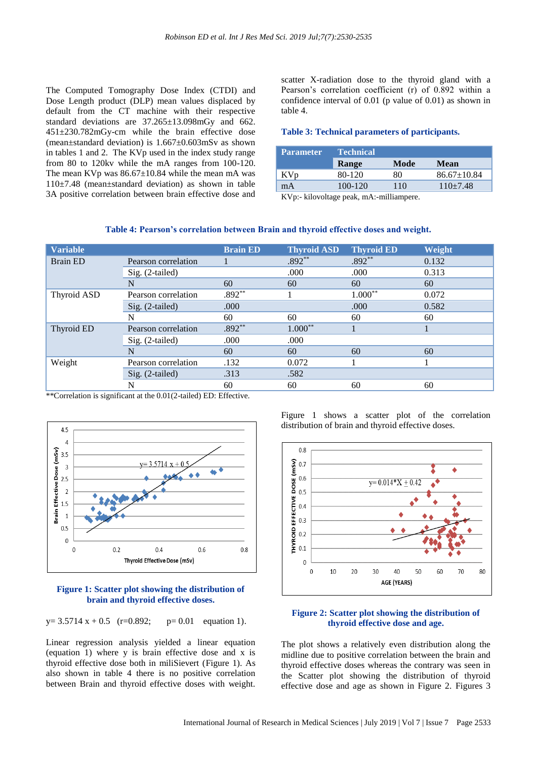The Computed Tomography Dose Index (CTDI) and Dose Length product (DLP) mean values displaced by default from the CT machine with their respective standard deviations are 37.265±13.098mGy and 662. 451±230.782mGy-cm while the brain effective dose (mean±standard deviation) is 1.667±0.603mSv as shown in tables 1 and 2. The KVp used in the index study range from 80 to 120kv while the mA ranges from 100-120. The mean KVp was 86.67±10.84 while the mean mA was 110±7.48 (mean±standard deviation) as shown in table 3A positive correlation between brain effective dose and scatter X-radiation dose to the thyroid gland with a Pearson's correlation coefficient (r) of 0.892 within a confidence interval of 0.01 (p value of 0.01) as shown in table 4.

**Table 3: Technical parameters of participants.**

| Parameter | Technical | | |
|---|---|---|---|
| | Range | Mode | Mean |
| KVp | 80-120 | 80 | 86.67±10.84 |
| mA | 100-120 | 110 | 110±7.48 |

KVp:- kilovoltage peak, mA:-milliampere.

**Table 4: Pearson's correlation between Brain and thyroid effective doses and weight.**

| Variable | | Brain ED | Thyroid ASD | Thyroid ED | Weight |
|---|---|---|---|---|---|
| Brain ED | Pearson correlation | 1 | .892** | .892** | 0.132 |
| | Sig. (2-tailed) | | .000 | .000 | 0.313 |
| | N | 60 | 60 | 60 | 60 |
| Thyroid ASD | Pearson correlation | .892** | 1 | 1.000** | 0.072 |
| | Sig. (2-tailed) | .000 | | .000 | 0.582 |
| | N | 60 | 60 | 60 | 60 |
| Thyroid ED | Pearson correlation | .892** | 1.000** | 1 | 1 |
| | Sig. (2-tailed) | .000 | .000 | | |
| | N | 60 | 60 | 60 | 60 |
| Weight | Pearson correlation | .132 | 0.072 | 1 | 1 |
| | Sig. (2-tailed) | .313 | .582 | | |
| | N | 60 | 60 | 60 | 60 |

**Correlation is significant at the 0.01(2-tailed) ED: Effective.

**Figure 1: Scatter plot showing the distribution of brain and thyroid effective doses.**

$y = 3.5714x + 0.5$ (r=0.892; p= 0.01 equation 1).

Linear regression analysis yielded a linear equation (equation 1) where y is brain effective dose and x is thyroid effective dose both in miliSievert (Figure 1). As also shown in table 4 there is no positive correlation between Brain and thyroid effective doses with weight.

Figure 1 shows a scatter plot of the correlation distribution of brain and thyroid effective doses.

**Figure 2: Scatter plot showing the distribution of thyroid effective dose and age.**

The plot shows a relatively even distribution along the midline due to positive correlation between the brain and thyroid effective doses whereas the contrary was seen in the Scatter plot showing the distribution of thyroid effective dose and age as shown in Figure 2. Figures 3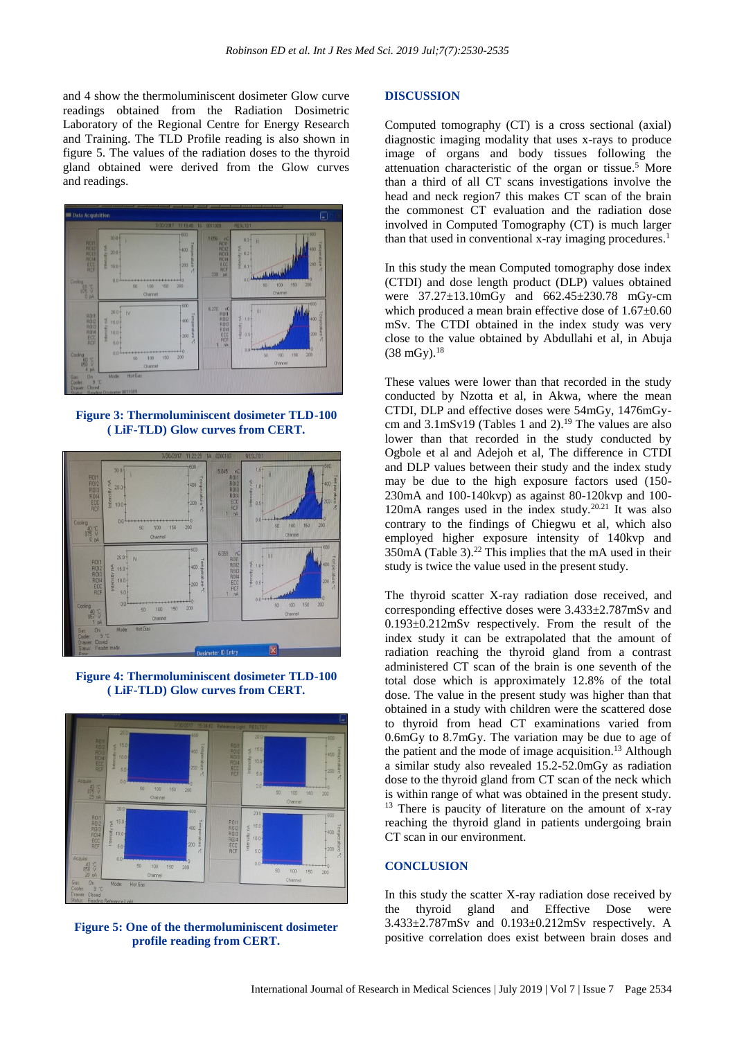and 4 show the thermoluminiscent dosimeter Glow curve readings obtained from the Radiation Dosimetric Laboratory of the Regional Centre for Energy Research and Training. The TLD Profile reading is also shown in figure 5. The values of the radiation doses to the thyroid gland obtained were derived from the Glow curves and readings.

**Figure 3: Thermoluminiscent dosimeter TLD-100 ( LiF-TLD) Glow curves from CERT.**

**Figure 4: Thermoluminiscent dosimeter TLD-100 ( LiF-TLD) Glow curves from CERT.**

**Figure 5: One of the thermoluminiscent dosimeter profile reading from CERT.**

## DISCUSSION

Computed tomography (CT) is a cross sectional (axial) diagnostic imaging modality that uses x-rays to produce image of organs and body tissues following the attenuation characteristic of the organ or tissue.[5] More than a third of all CT scans investigations involve the head and neck region7 this makes CT scan of the brain the commonest CT evaluation and the radiation dose involved in Computed Tomography (CT) is much larger than that used in conventional x-ray imaging procedures.[1]

In this study the mean Computed tomography dose index (CTDI) and dose length product (DLP) values obtained were 37.27±13.10mGy and 662.45±230.78 mGy-cm which produced a mean brain effective dose of 1.67±0.60 mSv. The CTDI obtained in the index study was very close to the value obtained by Abdullahi et al, in Abuja (38 mGy).[18]

These values were lower than that recorded in the study conducted by Nzotta et al, in Akwa, where the mean CTDI, DLP and effective doses were 54mGy, 1476mGy-cm and 3.1mSv19 (Tables 1 and 2).[19] The values are also lower than that recorded in the study conducted by Ogbole et al and Adejoh et al, The difference in CTDI and DLP values between their study and the index study may be due to the high exposure factors used (150-230mA and 100-140kvp) as against 80-120kvp and 100-120mA ranges used in the index study.[20,21] It was also contrary to the findings of Chiegwu et al, which also employed higher exposure intensity of 140kvp and 350mA (Table 3).[22] This implies that the mA used in their study is twice the value used in the present study.

The thyroid scatter X-ray radiation dose received, and corresponding effective doses were 3.433±2.787mSv and 0.193±0.212mSv respectively. From the result of the index study it can be extrapolated that the amount of radiation reaching the thyroid gland from a contrast administered CT scan of the brain is one seventh of the total dose which is approximately 12.8% of the total dose. The value in the present study was higher than that obtained in a study with children were the scattered dose to thyroid from head CT examinations varied from 0.6mGy to 8.7mGy. The variation may be due to age of the patient and the mode of image acquisition.[13] Although a similar study also revealed 15.2-52.0mGy as radiation dose to the thyroid gland from CT scan of the neck which is within range of what was obtained in the present study.[13] There is paucity of literature on the amount of x-ray reaching the thyroid gland in patients undergoing brain CT scan in our environment.

## CONCLUSION

In this study the scatter X-ray radiation dose received by the thyroid gland and Effective Dose were 3.433±2.787mSv and 0.193±0.212mSv respectively. A positive correlation does exist between brain doses and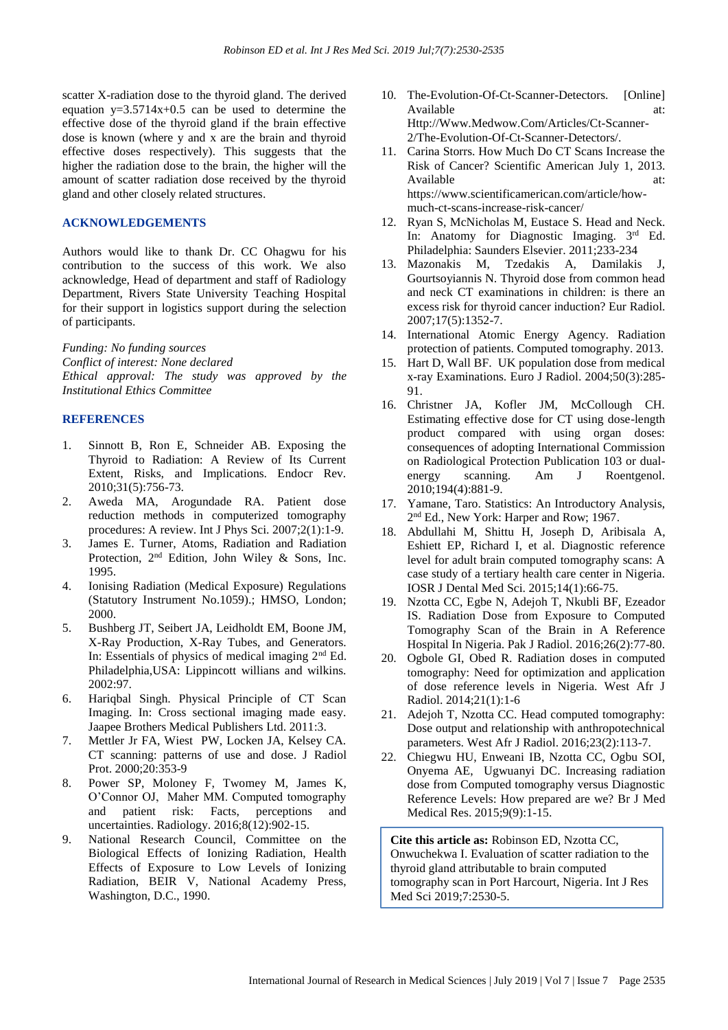scatter X-radiation dose to the thyroid gland. The derived equation $y=3.5714x+0.5$ can be used to determine the effective dose of the thyroid gland if the brain effective dose is known (where y and x are the brain and thyroid effective doses respectively). This suggests that the higher the radiation dose to the brain, the higher will the amount of scatter radiation dose received by the thyroid gland and other closely related structures.

## ACKNOWLEDGEMENTS

Authors would like to thank Dr. CC Ohagwu for his contribution to the success of this work. We also acknowledge, Head of department and staff of Radiology Department, Rivers State University Teaching Hospital for their support in logistics support during the selection of participants.

*Funding: No funding sources*
*Conflict of interest: None declared*
*Ethical approval: The study was approved by the Institutional Ethics Committee*

## REFERENCES

1. Sinnott B, Ron E, Schneider AB. Exposing the Thyroid to Radiation: A Review of Its Current Extent, Risks, and Implications. Endocr Rev. 2010;31(5):756-73.
2. Aweda MA, Arogundade RA. Patient dose reduction methods in computerized tomography procedures: A review. Int J Phys Sci. 2007;2(1):1-9.
3. James E. Turner, Atoms, Radiation and Radiation Protection, 2nd Edition, John Wiley & Sons, Inc. 1995.
4. Ionising Radiation (Medical Exposure) Regulations (Statutory Instrument No.1059).; HMSO, London; 2000.
5. Bushberg JT, Seibert JA, Leidholdt EM, Boone JM, X-Ray Production, X-Ray Tubes, and Generators. In: Essentials of physics of medical imaging 2nd Ed. Philadelphia,USA: Lippincott willians and wilkins. 2002:97.
6. Hariqbal Singh. Physical Principle of CT Scan Imaging. In: Cross sectional imaging made easy. Jaapee Brothers Medical Publishers Ltd. 2011:3.
7. Mettler Jr FA, Wiest PW, Locken JA, Kelsey CA. CT scanning: patterns of use and dose. J Radiol Prot. 2000;20:353-9
8. Power SP, Moloney F, Twomey M, James K, O'Connor OJ, Maher MM. Computed tomography and patient risk: Facts, perceptions and uncertainties. Radiology. 2016;8(12):902-15.
9. National Research Council, Committee on the Biological Effects of Ionizing Radiation, Health Effects of Exposure to Low Levels of Ionizing Radiation, BEIR V, National Academy Press, Washington, D.C., 1990.
10. The-Evolution-Of-Ct-Scanner-Detectors. [Online] Available at: Http://Www.Medwow.Com/Articles/Ct-Scanner-2/The-Evolution-Of-Ct-Scanner-Detectors/.
11. Carina Storrs. How Much Do CT Scans Increase the Risk of Cancer? Scientific American July 1, 2013. Available at: https://www.scientificamerican.com/article/how-much-ct-scans-increase-risk-cancer/
12. Ryan S, McNicholas M, Eustace S. Head and Neck. In: Anatomy for Diagnostic Imaging. 3rd Ed. Philadelphia: Saunders Elsevier. 2011;233-234
13. Mazonakis M, Tzedakis A, Damilakis J, Gourtsoyiannis N. Thyroid dose from common head and neck CT examinations in children: is there an excess risk for thyroid cancer induction? Eur Radiol. 2007;17(5):1352-7.
14. International Atomic Energy Agency. Radiation protection of patients. Computed tomography. 2013.
15. Hart D, Wall BF. UK population dose from medical x-ray Examinations. Euro J Radiol. 2004;50(3):285-91.
16. Christner JA, Kofler JM, McCollough CH. Estimating effective dose for CT using dose-length product compared with using organ doses: consequences of adopting International Commission on Radiological Protection Publication 103 or dual-energy scanning. Am J Roentgenol. 2010;194(4):881-9.
17. Yamane, Taro. Statistics: An Introductory Analysis, 2nd Ed., New York: Harper and Row; 1967.
18. Abdullahi M, Shittu H, Joseph D, Aribisala A, Eshiett EP, Richard I, et al. Diagnostic reference level for adult brain computed tomography scans: A case study of a tertiary health care center in Nigeria. IOSR J Dental Med Sci. 2015;14(1):66-75.
19. Nzotta CC, Egbe N, Adejoh T, Nkubli BF, Ezeador IS. Radiation Dose from Exposure to Computed Tomography Scan of the Brain in A Reference Hospital In Nigeria. Pak J Radiol. 2016;26(2):77-80.
20. Ogbole GI, Obed R. Radiation doses in computed tomography: Need for optimization and application of dose reference levels in Nigeria. West Afr J Radiol. 2014;21(1):1-6
21. Adejoh T, Nzotta CC. Head computed tomography: Dose output and relationship with anthropotechnical parameters. West Afr J Radiol. 2016;23(2):113-7.
22. Chiegwu HU, Enweani IB, Nzotta CC, Ogbu SOI, Onyema AE, Ugwuanyi DC. Increasing radiation dose from Computed tomography versus Diagnostic Reference Levels: How prepared are we? Br J Med Medical Res. 2015;9(9):1-15.

**Cite this article as:** Robinson ED, Nzotta CC, Onwuchekwa I. Evaluation of scatter radiation to the thyroid gland attributable to brain computed tomography scan in Port Harcourt, Nigeria. Int J Res Med Sci 2019;7:2530-5.